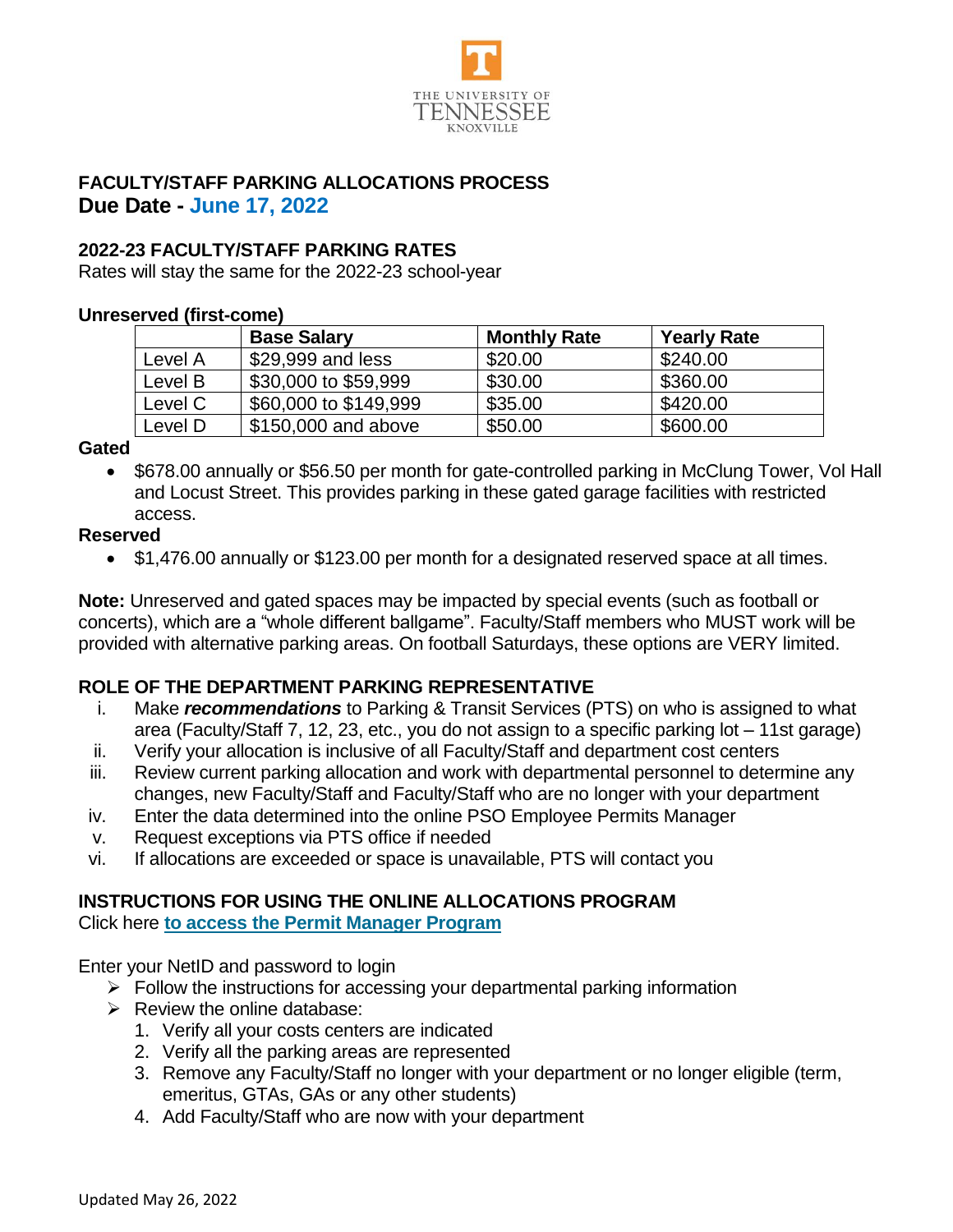THE UNIVERSITY OF TENNESSEE KNOXVILLE

## FACULTY/STAFF PARKING ALLOCATIONS PROCESS

## Due Date - June 17, 2022

### 2022-23 FACULTY/STAFF PARKING RATES

Rates will stay the same for the 2022-23 school-year

**Unreserved (first-come)**

| | Base Salary | Monthly Rate | Yearly Rate |
|---|---|---|---|
| Level A | $29,999 and less | $20.00 | $240.00 |
| Level B | $30,000 to $59,999 | $30.00 | $360.00 |
| Level C | $60,000 to $149,999 | $35.00 | $420.00 |
| Level D | $150,000 and above | $50.00 | $600.00 |

**Gated**

- $678.00 annually or $56.50 per month for gate-controlled parking in McClung Tower, Vol Hall and Locust Street. This provides parking in these gated garage facilities with restricted access.

**Reserved**

- $1,476.00 annually or $123.00 per month for a designated reserved space at all times.

**Note:** Unreserved and gated spaces may be impacted by special events (such as football or concerts), which are a "whole different ballgame". Faculty/Staff members who MUST work will be provided with alternative parking areas. On football Saturdays, these options are VERY limited.

### ROLE OF THE DEPARTMENT PARKING REPRESENTATIVE

i. Make ***recommendations*** to Parking & Transit Services (PTS) on who is assigned to what area (Faculty/Staff 7, 12, 23, etc., you do not assign to a specific parking lot – 11st garage)
ii. Verify your allocation is inclusive of all Faculty/Staff and department cost centers
iii. Review current parking allocation and work with departmental personnel to determine any changes, new Faculty/Staff and Faculty/Staff who are no longer with your department
iv. Enter the data determined into the online PSO Employee Permits Manager
v. Request exceptions via PTS office if needed
vi. If allocations are exceeded or space is unavailable, PTS will contact you

### INSTRUCTIONS FOR USING THE ONLINE ALLOCATIONS PROGRAM

Click here **to access the Permit Manager Program**

Enter your NetID and password to login

- Follow the instructions for accessing your departmental parking information
- Review the online database:
  1. Verify all your costs centers are indicated
  2. Verify all the parking areas are represented
  3. Remove any Faculty/Staff no longer with your department or no longer eligible (term, emeritus, GTAs, GAs or any other students)
  4. Add Faculty/Staff who are now with your department

Updated May 26, 2022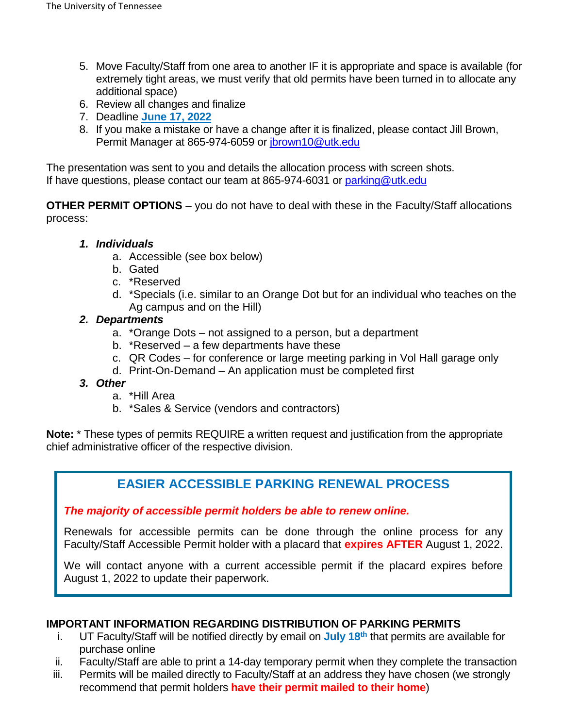5. Move Faculty/Staff from one area to another IF it is appropriate and space is available (for extremely tight areas, we must verify that old permits have been turned in to allocate any additional space)
6. Review all changes and finalize
7. Deadline **June 17, 2022**
8. If you make a mistake or have a change after it is finalized, please contact Jill Brown, Permit Manager at 865-974-6059 or jbrown10@utk.edu

The presentation was sent to you and details the allocation process with screen shots.
If have questions, please contact our team at 865-974-6031 or parking@utk.edu

**OTHER PERMIT OPTIONS** – you do not have to deal with these in the Faculty/Staff allocations process:

1. ***Individuals***
   a. Accessible (see box below)
   b. Gated
   c. *Reserved
   d. *Specials (i.e. similar to an Orange Dot but for an individual who teaches on the Ag campus and on the Hill)
2. ***Departments***
   a. *Orange Dots – not assigned to a person, but a department
   b. *Reserved – a few departments have these
   c. QR Codes – for conference or large meeting parking in Vol Hall garage only
   d. Print-On-Demand – An application must be completed first
3. ***Other***
   a. *Hill Area
   b. *Sales & Service (vendors and contractors)

**Note:** * These types of permits REQUIRE a written request and justification from the appropriate chief administrative officer of the respective division.

## EASIER ACCESSIBLE PARKING RENEWAL PROCESS

***The majority of accessible permit holders be able to renew online.***

Renewals for accessible permits can be done through the online process for any Faculty/Staff Accessible Permit holder with a placard that **expires AFTER** August 1, 2022.

We will contact anyone with a current accessible permit if the placard expires before August 1, 2022 to update their paperwork.

**IMPORTANT INFORMATION REGARDING DISTRIBUTION OF PARKING PERMITS**

i. UT Faculty/Staff will be notified directly by email on **July 18th** that permits are available for purchase online
ii. Faculty/Staff are able to print a 14-day temporary permit when they complete the transaction
iii. Permits will be mailed directly to Faculty/Staff at an address they have chosen (we strongly recommend that permit holders **have their permit mailed to their home**)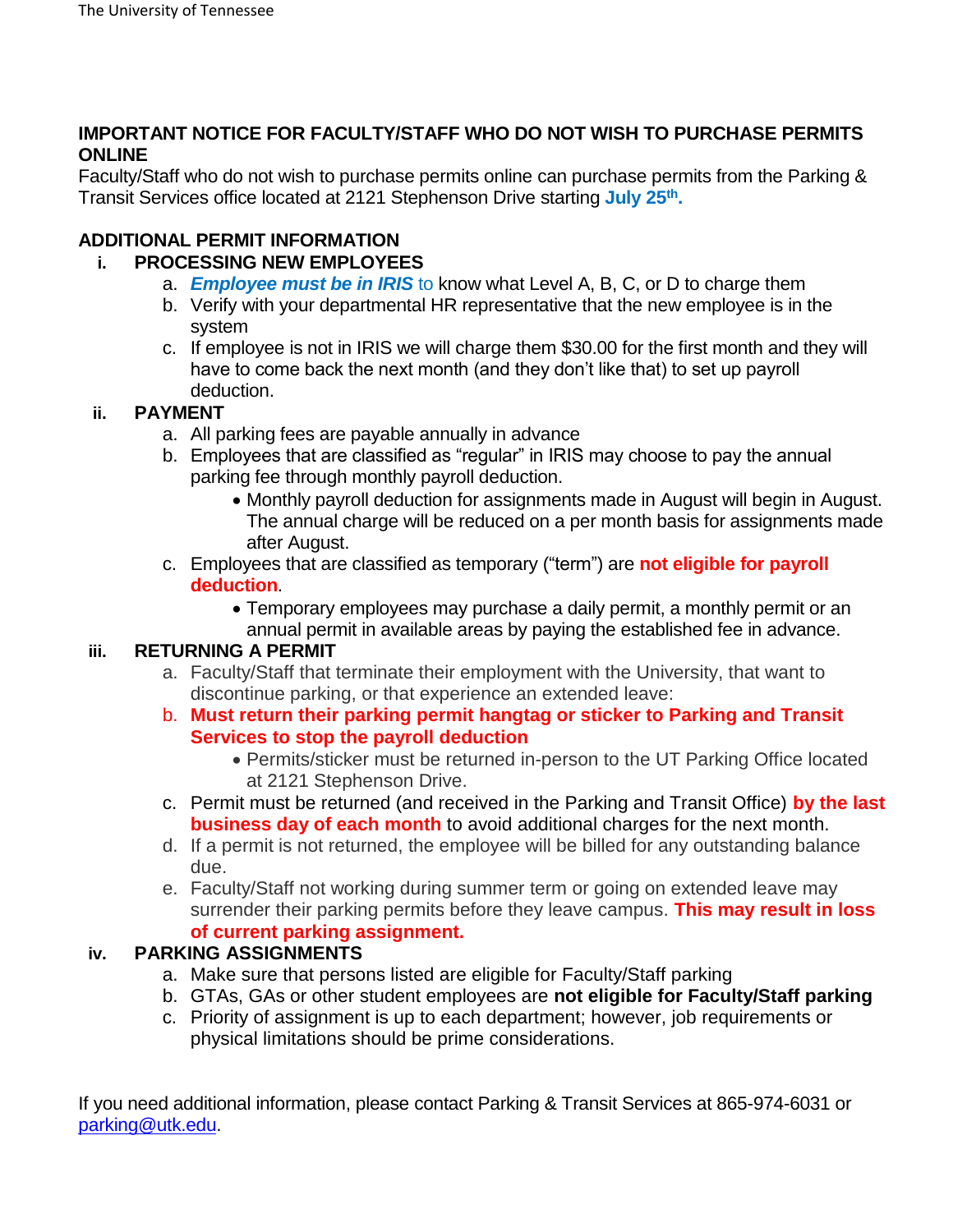**IMPORTANT NOTICE FOR FACULTY/STAFF WHO DO NOT WISH TO PURCHASE PERMITS ONLINE**

Faculty/Staff who do not wish to purchase permits online can purchase permits from the Parking & Transit Services office located at 2121 Stephenson Drive starting **July 25th.**

**ADDITIONAL PERMIT INFORMATION**

i. **PROCESSING NEW EMPLOYEES**
   a. ***Employee must be in IRIS*** to know what Level A, B, C, or D to charge them
   b. Verify with your departmental HR representative that the new employee is in the system
   c. If employee is not in IRIS we will charge them $30.00 for the first month and they will have to come back the next month (and they don't like that) to set up payroll deduction.

ii. **PAYMENT**
   a. All parking fees are payable annually in advance
   b. Employees that are classified as "regular" in IRIS may choose to pay the annual parking fee through monthly payroll deduction.
      - Monthly payroll deduction for assignments made in August will begin in August. The annual charge will be reduced on a per month basis for assignments made after August.
   c. Employees that are classified as temporary ("term") are **not eligible for payroll deduction**.
      - Temporary employees may purchase a daily permit, a monthly permit or an annual permit in available areas by paying the established fee in advance.

iii. **RETURNING A PERMIT**
   a. Faculty/Staff that terminate their employment with the University, that want to discontinue parking, or that experience an extended leave:
   b. **Must return their parking permit hangtag or sticker to Parking and Transit Services to stop the payroll deduction**
      - Permits/sticker must be returned in-person to the UT Parking Office located at 2121 Stephenson Drive.
   c. Permit must be returned (and received in the Parking and Transit Office) **by the last business day of each month** to avoid additional charges for the next month.
   d. If a permit is not returned, the employee will be billed for any outstanding balance due.
   e. Faculty/Staff not working during summer term or going on extended leave may surrender their parking permits before they leave campus. **This may result in loss of current parking assignment.**

iv. **PARKING ASSIGNMENTS**
   a. Make sure that persons listed are eligible for Faculty/Staff parking
   b. GTAs, GAs or other student employees are **not eligible for Faculty/Staff parking**
   c. Priority of assignment is up to each department; however, job requirements or physical limitations should be prime considerations.

If you need additional information, please contact Parking & Transit Services at 865-974-6031 or parking@utk.edu.